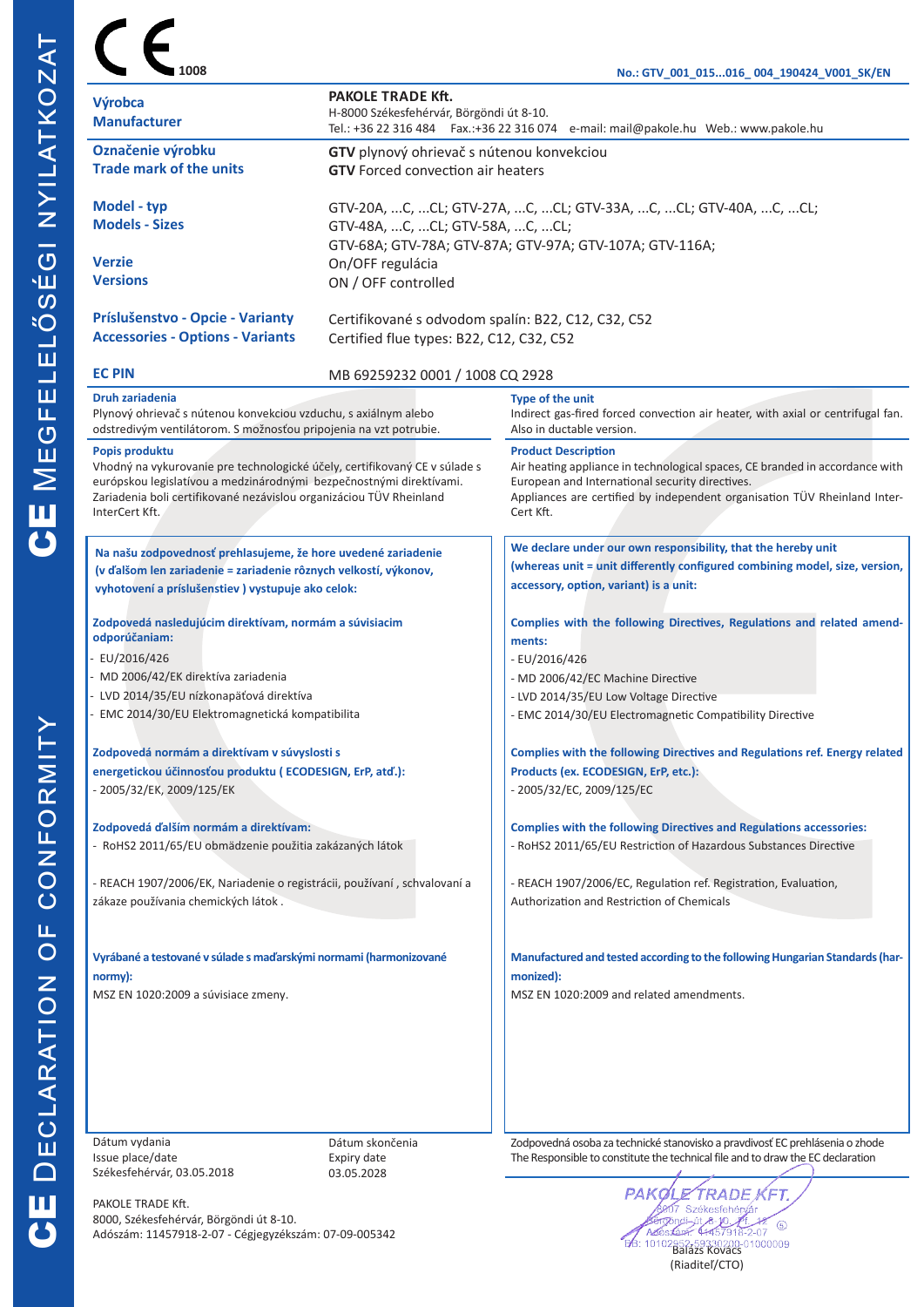# CE DECLARATION OF CONFORMITY / CE MEGFELELŐSÉGI NYILATKOZAT

CE 1008

No.: GTV_001_015...016_ 004_190424_V001_SK/EN

| | |
|---|---|
| **Výrobca**<br>**Manufacturer** | **PAKOLE TRADE Kft.**<br>H-8000 Székesfehérvár, Börgöndi út 8-10.<br>Tel.: +36 22 316 484 Fax.:+36 22 316 074 e-mail: mail@pakole.hu Web.: www.pakole.hu |
| **Označenie výrobku**<br>**Trade mark of the units** | **GTV** plynový ohrievač s nútenou konvekciou<br>**GTV** Forced convection air heaters |
| **Model - typ**<br>**Models - Sizes** | GTV-20A, ...C, ...CL; GTV-27A, ...C, ...CL; GTV-33A, ...C, ...CL; GTV-40A, ...C, ...CL;<br>GTV-48A, ...C, ...CL; GTV-58A, ...C, ...CL;<br>GTV-68A; GTV-78A; GTV-87A; GTV-97A; GTV-107A; GTV-116A; |
| **Verzie**<br>**Versions** | On/OFF regulácia<br>ON / OFF controlled |
| **Príslušenstvo - Opcie - Varianty**<br>**Accessories - Options - Variants** | Certifikované s odvodom spalín: B22, C12, C32, C52<br>Certified flue types: B22, C12, C32, C52 |
| **EC PIN** | MB 69259232 0001 / 1008 CQ 2928 |

**Druh zariadenia**
Plynový ohrievač s nútenou konvekciou vzduchu, s axiálnym alebo odstredivým ventilátorom. S možnosťou pripojenia na vzt potrubie.

**Type of the unit**
Indirect gas-fired forced convection air heater, with axial or centrifugal fan. Also in ductable version.

**Popis produktu**
Vhodný na vykurovanie pre technologické účely, certifikovaný CE v súlade s európskou legislatívou a medzinárodnými bezpečnostnými direktívami. Zariadenia boli certifikované nezávislou organizáciou TÜV Rheinland InterCert Kft.

**Product Description**
Air heating appliance in technological spaces, CE branded in accordance with European and International security directives.
Appliances are certified by independent organisation TÜV Rheinland InterCert Kft.

**Na našu zodpovednosť prehlasujeme, že hore uvedené zariadenie (v ďalšom len zariadenie = zariadenie rôznych veľkostí, výkonov, vyhotovení a príslušenstiev ) vystupuje ako celok:**

**Zodpovedá nasledujúcim direktívam, normám a súvisiacim odporúčaniam:**
- EU/2016/426
- MD 2006/42/EK direktíva zariadenia
- LVD 2014/35/EU nízkonapäťová direktíva
- EMC 2014/30/EU Elektromagnetická kompatibilita

**Zodpovedá normám a direktívam v súvyslosti s energetickou účinnosťou produktu ( ECODESIGN, ErP, atď.):**
- 2005/32/EK, 2009/125/EK

**Zodpovedá ďalším normám a direktívam:**
- RoHS2 2011/65/EU obmädzenie použitia zakázaných látok

- REACH 1907/2006/EK, Nariadenie o registrácii, používaní , schvalovaní a zákaze používania chemických látok .

**Vyrábané a testované v súlade s maďarskými normami (harmonizované normy):**
MSZ EN 1020:2009 a súvisiace zmeny.

**We declare under our own responsibility, that the hereby unit (whereas unit = unit differently configured combining model, size, version, accessory, option, variant) is a unit:**

**Complies with the following Directives, Regulations and related amendments:**
- EU/2016/426
- MD 2006/42/EC Machine Directive
- LVD 2014/35/EU Low Voltage Directive
- EMC 2014/30/EU Electromagnetic Compatibility Directive

**Complies with the following Directives and Regulations ref. Energy related Products (ex. ECODESIGN, ErP, etc.):**
- 2005/32/EC, 2009/125/EC

**Complies with the following Directives and Regulations accessories:**
- RoHS2 2011/65/EU Restriction of Hazardous Substances Directive

- REACH 1907/2006/EC, Regulation ref. Registration, Evaluation, Authorization and Restriction of Chemicals

**Manufactured and tested according to the following Hungarian Standards (harmonized):**
MSZ EN 1020:2009 and related amendments.

| Dátum vydania<br>Issue place/date | Dátum skončenia<br>Expiry date |
|---|---|
| Székesfehérvár, 03.05.2018 | 03.05.2028 |

PAKOLE TRADE Kft.
8000, Székesfehérvár, Börgöndi út 8-10.
Adószám: 11457918-2-07 - Cégjegyzékszám: 07-09-005342

Zodpovedná osoba za technické stanovisko a pravdivosť EC prehlásenia o zhode
The Responsible to constitute the technical file and to draw the EC declaration

PAKOLE TRADE KFT.
8007 Székesfehérvár
Börgöndi út 8-10. Pf. 18
Adószám: 11457918-2-07
BB: 10102952-59330200-01000009

Balázs Kovács
(Riaditeľ/CTO)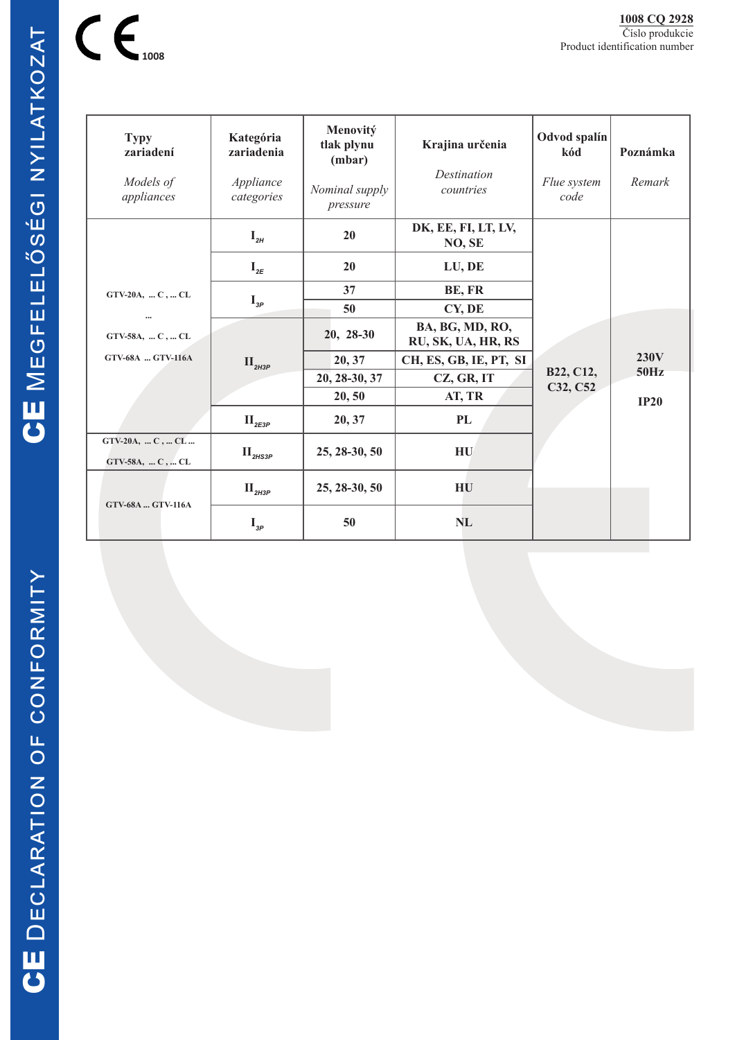1008 CQ 2928
Číslo produkcie
Product identification number

CE 1008

| Typy zariadení *Models of appliances* | Kategória zariadenia *Appliance categories* | Menovitý tlak plynu (mbar) *Nominal supply pressure* | Krajina určenia *Destination countries* | Odvod spalín kód *Flue system code* | Poznámka *Remark* |
|---|---|---|---|---|---|
| GTV-20A, ... C , ... CL ... GTV-58A, ... C , ... CL GTV-68A ... GTV-116A | $I_{2H}$ | 20 | DK, EE, FI, LT, LV, NO, SE | B22, C12, C32, C52 | 230V 50Hz IP20 |
| | $I_{2E}$ | 20 | LU, DE | | |
| | $I_{3P}$ | 37 | BE, FR | | |
| | | 50 | CY, DE | | |
| | $II_{2H3P}$ | 20, 28-30 | BA, BG, MD, RO, RU, SK, UA, HR, RS | | |
| | | 20, 37 | CH, ES, GB, IE, PT, SI | | |
| | | 20, 28-30, 37 | CZ, GR, IT | | |
| | | 20, 50 | AT, TR | | |
| | $II_{2E3P}$ | 20, 37 | PL | | |
| GTV-20A, ... C , ... CL ... GTV-58A, ... C , ... CL | $II_{2HS3P}$ | 25, 28-30, 50 | HU | | |
| GTV-68A ... GTV-116A | $II_{2H3P}$ | 25, 28-30, 50 | HU | | |
| | $I_{3P}$ | 50 | NL | | |

CE MEGFELELŐSÉGI NYILATKOZAT

CE DECLARATION OF CONFORMITY